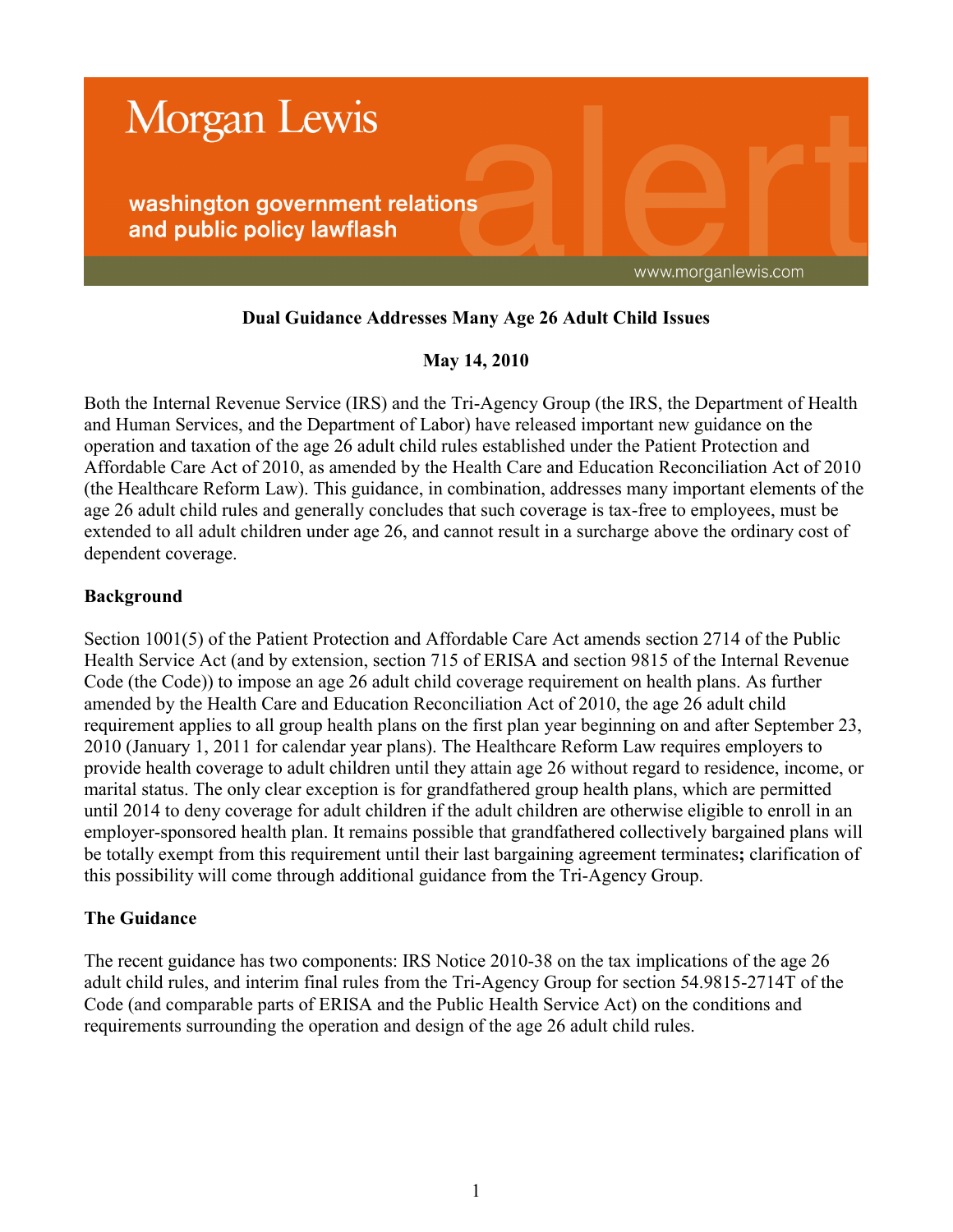Morgan Lewis

washington government relations and public policy lawflash

www.morganlewis.com

**Dual Guidance Addresses Many Age 26 Adult Child Issues**

**May 14, 2010**

Both the Internal Revenue Service (IRS) and the Tri-Agency Group (the IRS, the Department of Health and Human Services, and the Department of Labor) have released important new guidance on the operation and taxation of the age 26 adult child rules established under the Patient Protection and Affordable Care Act of 2010, as amended by the Health Care and Education Reconciliation Act of 2010 (the Healthcare Reform Law). This guidance, in combination, addresses many important elements of the age 26 adult child rules and generally concludes that such coverage is tax-free to employees, must be extended to all adult children under age 26, and cannot result in a surcharge above the ordinary cost of dependent coverage.

**Background**

Section 1001(5) of the Patient Protection and Affordable Care Act amends section 2714 of the Public Health Service Act (and by extension, section 715 of ERISA and section 9815 of the Internal Revenue Code (the Code)) to impose an age 26 adult child coverage requirement on health plans. As further amended by the Health Care and Education Reconciliation Act of 2010, the age 26 adult child requirement applies to all group health plans on the first plan year beginning on and after September 23, 2010 (January 1, 2011 for calendar year plans). The Healthcare Reform Law requires employers to provide health coverage to adult children until they attain age 26 without regard to residence, income, or marital status. The only clear exception is for grandfathered group health plans, which are permitted until 2014 to deny coverage for adult children if the adult children are otherwise eligible to enroll in an employer-sponsored health plan. It remains possible that grandfathered collectively bargained plans will be totally exempt from this requirement until their last bargaining agreement terminates**;** clarification of this possibility will come through additional guidance from the Tri-Agency Group.

**The Guidance**

The recent guidance has two components: IRS Notice 2010-38 on the tax implications of the age 26 adult child rules, and interim final rules from the Tri-Agency Group for section 54.9815-2714T of the Code (and comparable parts of ERISA and the Public Health Service Act) on the conditions and requirements surrounding the operation and design of the age 26 adult child rules.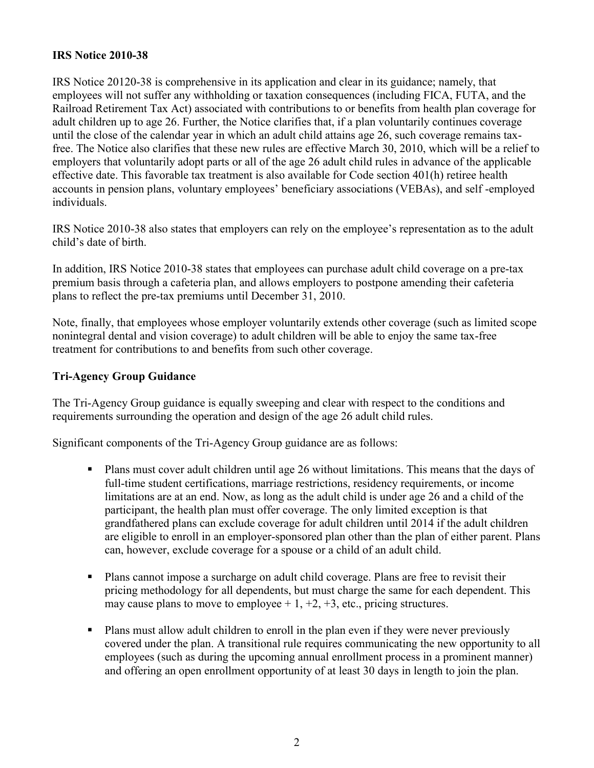**IRS Notice 2010-38**

IRS Notice 20120-38 is comprehensive in its application and clear in its guidance; namely, that employees will not suffer any withholding or taxation consequences (including FICA, FUTA, and the Railroad Retirement Tax Act) associated with contributions to or benefits from health plan coverage for adult children up to age 26. Further, the Notice clarifies that, if a plan voluntarily continues coverage until the close of the calendar year in which an adult child attains age 26, such coverage remains tax-free. The Notice also clarifies that these new rules are effective March 30, 2010, which will be a relief to employers that voluntarily adopt parts or all of the age 26 adult child rules in advance of the applicable effective date. This favorable tax treatment is also available for Code section 401(h) retiree health accounts in pension plans, voluntary employees' beneficiary associations (VEBAs), and self -employed individuals.

IRS Notice 2010-38 also states that employers can rely on the employee's representation as to the adult child's date of birth.

In addition, IRS Notice 2010-38 states that employees can purchase adult child coverage on a pre-tax premium basis through a cafeteria plan, and allows employers to postpone amending their cafeteria plans to reflect the pre-tax premiums until December 31, 2010.

Note, finally, that employees whose employer voluntarily extends other coverage (such as limited scope nonintegral dental and vision coverage) to adult children will be able to enjoy the same tax-free treatment for contributions to and benefits from such other coverage.

**Tri-Agency Group Guidance**

The Tri-Agency Group guidance is equally sweeping and clear with respect to the conditions and requirements surrounding the operation and design of the age 26 adult child rules.

Significant components of the Tri-Agency Group guidance are as follows:

- Plans must cover adult children until age 26 without limitations. This means that the days of full-time student certifications, marriage restrictions, residency requirements, or income limitations are at an end. Now, as long as the adult child is under age 26 and a child of the participant, the health plan must offer coverage. The only limited exception is that grandfathered plans can exclude coverage for adult children until 2014 if the adult children are eligible to enroll in an employer-sponsored plan other than the plan of either parent. Plans can, however, exclude coverage for a spouse or a child of an adult child.

- Plans cannot impose a surcharge on adult child coverage. Plans are free to revisit their pricing methodology for all dependents, but must charge the same for each dependent. This may cause plans to move to employee + 1, +2, +3, etc., pricing structures.

- Plans must allow adult children to enroll in the plan even if they were never previously covered under the plan. A transitional rule requires communicating the new opportunity to all employees (such as during the upcoming annual enrollment process in a prominent manner) and offering an open enrollment opportunity of at least 30 days in length to join the plan.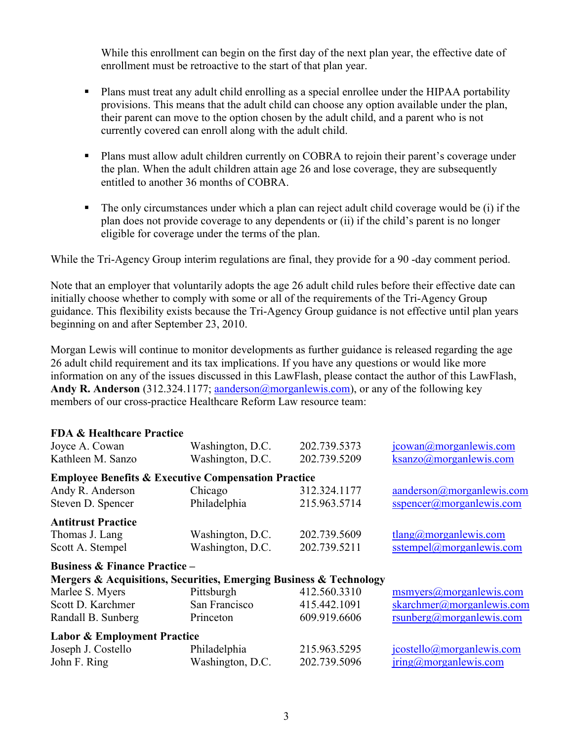While this enrollment can begin on the first day of the next plan year, the effective date of enrollment must be retroactive to the start of that plan year.

- Plans must treat any adult child enrolling as a special enrollee under the HIPAA portability provisions. This means that the adult child can choose any option available under the plan, their parent can move to the option chosen by the adult child, and a parent who is not currently covered can enroll along with the adult child.

- Plans must allow adult children currently on COBRA to rejoin their parent's coverage under the plan. When the adult children attain age 26 and lose coverage, they are subsequently entitled to another 36 months of COBRA.

- The only circumstances under which a plan can reject adult child coverage would be (i) if the plan does not provide coverage to any dependents or (ii) if the child's parent is no longer eligible for coverage under the terms of the plan.

While the Tri-Agency Group interim regulations are final, they provide for a 90 -day comment period.

Note that an employer that voluntarily adopts the age 26 adult child rules before their effective date can initially choose whether to comply with some or all of the requirements of the Tri-Agency Group guidance. This flexibility exists because the Tri-Agency Group guidance is not effective until plan years beginning on and after September 23, 2010.

Morgan Lewis will continue to monitor developments as further guidance is released regarding the age 26 adult child requirement and its tax implications. If you have any questions or would like more information on any of the issues discussed in this LawFlash, please contact the author of this LawFlash, **Andy R. Anderson** (312.324.1177; aanderson@morganlewis.com), or any of the following key members of our cross-practice Healthcare Reform Law resource team:

| | | | |
|---|---|---|---|
| **FDA & Healthcare Practice** | | | |
| Joyce A. Cowan | Washington, D.C. | 202.739.5373 | jcowan@morganlewis.com |
| Kathleen M. Sanzo | Washington, D.C. | 202.739.5209 | ksanzo@morganlewis.com |
| **Employee Benefits & Executive Compensation Practice** | | | |
| Andy R. Anderson | Chicago | 312.324.1177 | aanderson@morganlewis.com |
| Steven D. Spencer | Philadelphia | 215.963.5714 | sspencer@morganlewis.com |
| **Antitrust Practice** | | | |
| Thomas J. Lang | Washington, D.C. | 202.739.5609 | tlang@morganlewis.com |
| Scott A. Stempel | Washington, D.C. | 202.739.5211 | sstempel@morganlewis.com |
| **Business & Finance Practice – Mergers & Acquisitions, Securities, Emerging Business & Technology** | | | |
| Marlee S. Myers | Pittsburgh | 412.560.3310 | msmyers@morganlewis.com |
| Scott D. Karchmer | San Francisco | 415.442.1091 | skarchmer@morganlewis.com |
| Randall B. Sunberg | Princeton | 609.919.6606 | rsunberg@morganlewis.com |
| **Labor & Employment Practice** | | | |
| Joseph J. Costello | Philadelphia | 215.963.5295 | jcostello@morganlewis.com |
| John F. Ring | Washington, D.C. | 202.739.5096 | jring@morganlewis.com |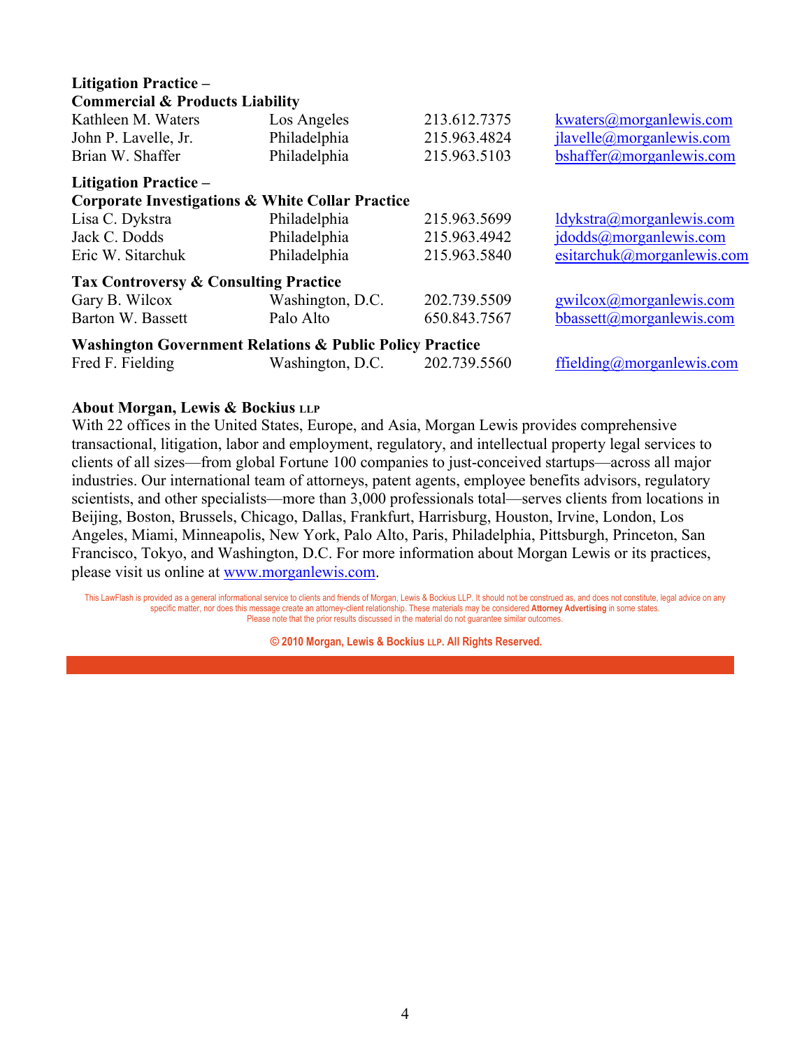**Litigation Practice –**
**Commercial & Products Liability**

| | | | |
|---|---|---|---|
| Kathleen M. Waters | Los Angeles | 213.612.7375 | kwaters@morganlewis.com |
| John P. Lavelle, Jr. | Philadelphia | 215.963.4824 | jlavelle@morganlewis.com |
| Brian W. Shaffer | Philadelphia | 215.963.5103 | bshaffer@morganlewis.com |

**Litigation Practice –**
**Corporate Investigations & White Collar Practice**

| | | | |
|---|---|---|---|
| Lisa C. Dykstra | Philadelphia | 215.963.5699 | ldykstra@morganlewis.com |
| Jack C. Dodds | Philadelphia | 215.963.4942 | jdodds@morganlewis.com |
| Eric W. Sitarchuk | Philadelphia | 215.963.5840 | esitarchuk@morganlewis.com |

**Tax Controversy & Consulting Practice**

| | | | |
|---|---|---|---|
| Gary B. Wilcox | Washington, D.C. | 202.739.5509 | gwilcox@morganlewis.com |
| Barton W. Bassett | Palo Alto | 650.843.7567 | bbassett@morganlewis.com |

**Washington Government Relations & Public Policy Practice**

| | | | |
|---|---|---|---|
| Fred F. Fielding | Washington, D.C. | 202.739.5560 | ffielding@morganlewis.com |

**About Morgan, Lewis & Bockius LLP**

With 22 offices in the United States, Europe, and Asia, Morgan Lewis provides comprehensive transactional, litigation, labor and employment, regulatory, and intellectual property legal services to clients of all sizes—from global Fortune 100 companies to just-conceived startups—across all major industries. Our international team of attorneys, patent agents, employee benefits advisors, regulatory scientists, and other specialists—more than 3,000 professionals total—serves clients from locations in Beijing, Boston, Brussels, Chicago, Dallas, Frankfurt, Harrisburg, Houston, Irvine, London, Los Angeles, Miami, Minneapolis, New York, Palo Alto, Paris, Philadelphia, Pittsburgh, Princeton, San Francisco, Tokyo, and Washington, D.C. For more information about Morgan Lewis or its practices, please visit us online at www.morganlewis.com.

This LawFlash is provided as a general informational service to clients and friends of Morgan, Lewis & Bockius LLP. It should not be construed as, and does not constitute, legal advice on any specific matter, nor does this message create an attorney-client relationship. These materials may be considered **Attorney Advertising** in some states. Please note that the prior results discussed in the material do not guarantee similar outcomes.

**© 2010 Morgan, Lewis & Bockius LLP. All Rights Reserved.**